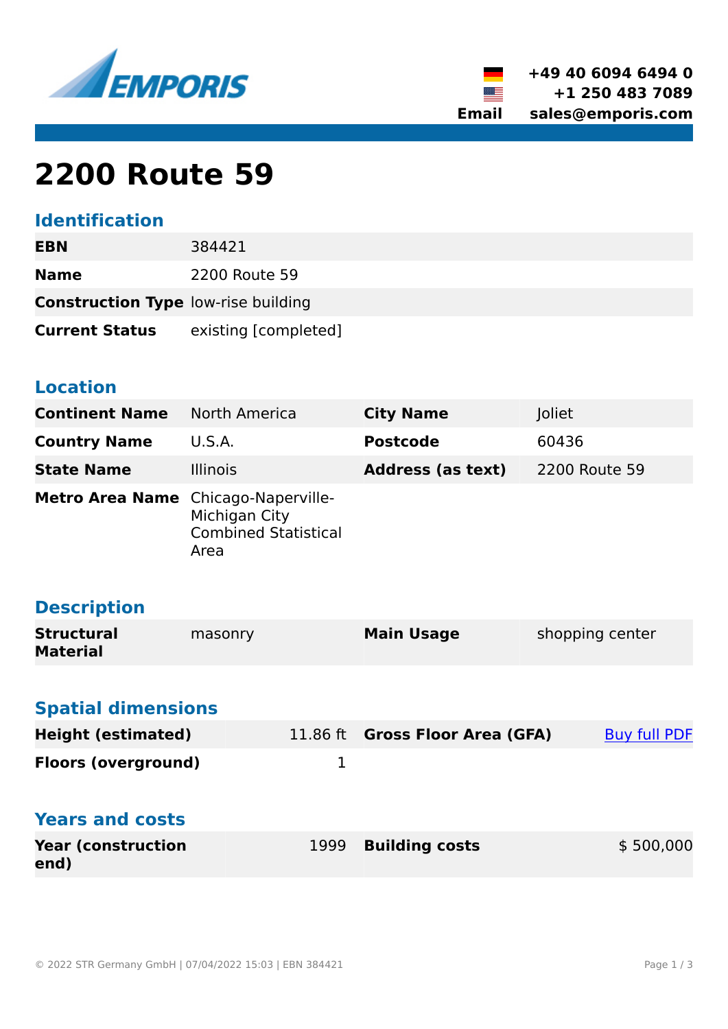EMPORIS

+49 40 6094 6494 0
+1 250 483 7089
Email sales@emporis.com

# 2200 Route 59

## Identification

| | |
|---|---|
| **EBN** | 384421 |
| **Name** | 2200 Route 59 |
| **Construction Type** | low-rise building |
| **Current Status** | existing [completed] |

## Location

| | | | |
|---|---|---|---|
| **Continent Name** | North America | **City Name** | Joliet |
| **Country Name** | U.S.A. | **Postcode** | 60436 |
| **State Name** | Illinois | **Address (as text)** | 2200 Route 59 |
| **Metro Area Name** | Chicago-Naperville-Michigan City Combined Statistical Area | | |

## Description

| | | | |
|---|---|---|---|
| **Structural Material** | masonry | **Main Usage** | shopping center |

## Spatial dimensions

| | | | |
|---|---|---|---|
| **Height (estimated)** | 11.86 ft | **Gross Floor Area (GFA)** | Buy full PDF |
| **Floors (overground)** | 1 | | |

## Years and costs

| | | | |
|---|---|---|---|
| **Year (construction end)** | 1999 | **Building costs** | $ 500,000 |

© 2022 STR Germany GmbH | 07/04/2022 15:03 | EBN 384421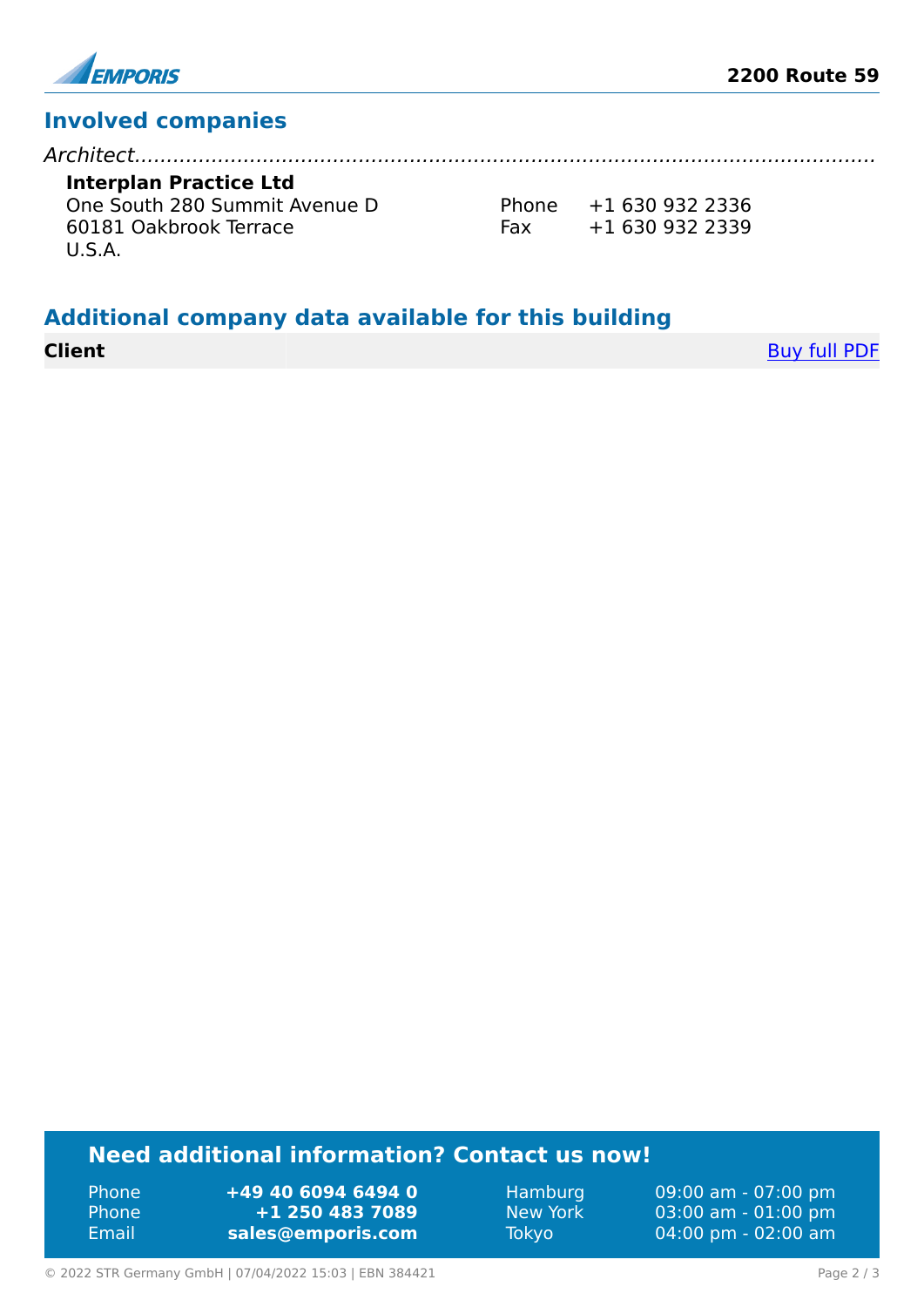## Involved companies

*Architect*

**Interplan Practice Ltd**
One South 280 Summit Avenue D
60181 Oakbrook Terrace
U.S.A.

Phone +1 630 932 2336
Fax +1 630 932 2339

## Additional company data available for this building

| **Client** | | Buy full PDF |
|---|---|---|

### Need additional information? Contact us now!

| | | | |
|---|---|---|---|
| Phone | **+49 40 6094 6494 0** | Hamburg | 09:00 am - 07:00 pm |
| Phone | **+1 250 483 7089** | New York | 03:00 am - 01:00 pm |
| Email | **sales@emporis.com** | Tokyo | 04:00 pm - 02:00 am |

© 2022 STR Germany GmbH | 07/04/2022 15:03 | EBN 384421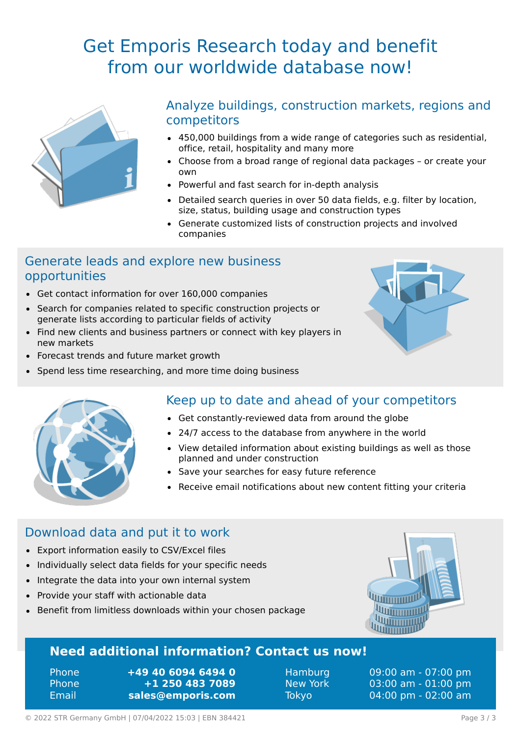# Get Emporis Research today and benefit from our worldwide database now!

## Analyze buildings, construction markets, regions and competitors

- 450,000 buildings from a wide range of categories such as residential, office, retail, hospitality and many more
- Choose from a broad range of regional data packages – or create your own
- Powerful and fast search for in-depth analysis
- Detailed search queries in over 50 data fields, e.g. filter by location, size, status, building usage and construction types
- Generate customized lists of construction projects and involved companies

## Generate leads and explore new business opportunities

- Get contact information for over 160,000 companies
- Search for companies related to specific construction projects or generate lists according to particular fields of activity
- Find new clients and business partners or connect with key players in new markets
- Forecast trends and future market growth
- Spend less time researching, and more time doing business

## Keep up to date and ahead of your competitors

- Get constantly-reviewed data from around the globe
- 24/7 access to the database from anywhere in the world
- View detailed information about existing buildings as well as those planned and under construction
- Save your searches for easy future reference
- Receive email notifications about new content fitting your criteria

## Download data and put it to work

- Export information easily to CSV/Excel files
- Individually select data fields for your specific needs
- Integrate the data into your own internal system
- Provide your staff with actionable data
- Benefit from limitless downloads within your chosen package

### Need additional information? Contact us now!

| | | | |
|---|---|---|---|
| Phone | **+49 40 6094 6494 0** | Hamburg | 09:00 am - 07:00 pm |
| Phone | **+1 250 483 7089** | New York | 03:00 am - 01:00 pm |
| Email | **sales@emporis.com** | Tokyo | 04:00 pm - 02:00 am |

© 2022 STR Germany GmbH | 07/04/2022 15:03 | EBN 384421